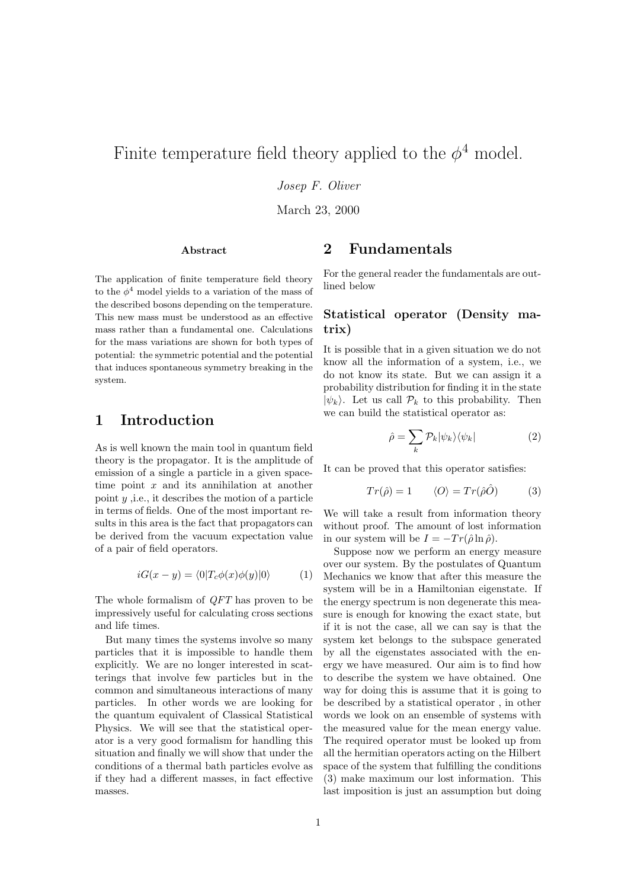# Finite temperature field theory applied to the $\phi^4$ model.

*Josep F. Oliver*

March 23, 2000

**Abstract**

The application of finite temperature field theory to the $\phi^4$ model yields to a variation of the mass of the described bosons depending on the temperature. This new mass must be understood as an effective mass rather than a fundamental one. Calculations for the mass variations are shown for both types of potential: the symmetric potential and the potential that induces spontaneous symmetry breaking in the system.

## 1 Introduction

As is well known the main tool in quantum field theory is the propagator. It is the amplitude of emission of a single a particle in a given space-time point $x$ and its annihilation at another point $y$ ,i.e., it describes the motion of a particle in terms of fields. One of the most important results in this area is the fact that propagators can be derived from the vacuum expectation value of a pair of field operators.

$$iG(x-y) = \langle 0|T_c\phi(x)\phi(y)|0\rangle \tag{1}$$

The whole formalism of *QFT* has proven to be impressively useful for calculating cross sections and life times.

But many times the systems involve so many particles that it is impossible to handle them explicitly. We are no longer interested in scatterings that involve few particles but in the common and simultaneous interactions of many particles. In other words we are looking for the quantum equivalent of Classical Statistical Physics. We will see that the statistical operator is a very good formalism for handling this situation and finally we will show that under the conditions of a thermal bath particles evolve as if they had a different masses, in fact effective masses.

## 2 Fundamentals

For the general reader the fundamentals are outlined below

### Statistical operator (Density matrix)

It is possible that in a given situation we do not know all the information of a system, i.e., we do not know its state. But we can assign it a probability distribution for finding it in the state $|\psi_k\rangle$. Let us call $\mathcal{P}_k$ to this probability. Then we can build the statistical operator as:

$$\hat{\rho} = \sum_k \mathcal{P}_k |\psi_k\rangle\langle\psi_k| \tag{2}$$

It can be proved that this operator satisfies:

$$Tr(\hat{\rho}) = 1 \qquad \langle O\rangle = Tr(\hat{\rho}\hat{O}) \tag{3}$$

We will take a result from information theory without proof. The amount of lost information in our system will be $I = -Tr(\hat{\rho}\ln\hat{\rho})$.

Suppose now we perform an energy measure over our system. By the postulates of Quantum Mechanics we know that after this measure the system will be in a Hamiltonian eigenstate. If the energy spectrum is non degenerate this measure is enough for knowing the exact state, but if it is not the case, all we can say is that the system ket belongs to the subspace generated by all the eigenstates associated with the energy we have measured. Our aim is to find how to describe the system we have obtained. One way for doing this is assume that it is going to be described by a statistical operator , in other words we look on an ensemble of systems with the measured value for the mean energy value. The required operator must be looked up from all the hermitian operators acting on the Hilbert space of the system that fulfilling the conditions (3) make maximum our lost information. This last imposition is just an assumption but doing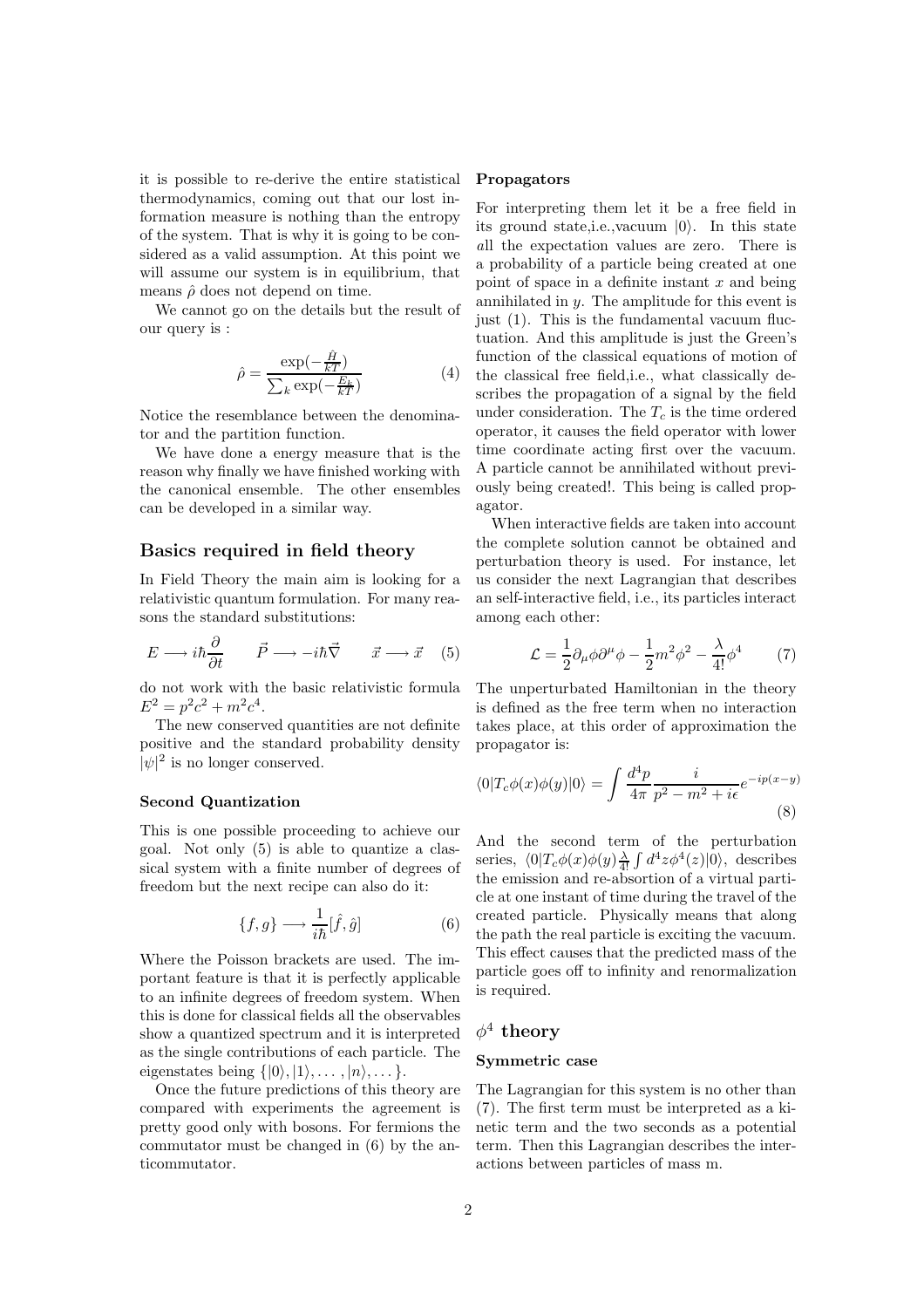it is possible to re-derive the entire statistical thermodynamics, coming out that our lost information measure is nothing than the entropy of the system. That is why it is going to be considered as a valid assumption. At this point we will assume our system is in equilibrium, that means $\hat{\rho}$ does not depend on time.

We cannot go on the details but the result of our query is :

$$\hat{\rho} = \frac{\exp(-\frac{\hat{H}}{kT})}{\sum_k \exp(-\frac{E_k}{kT})} \tag{4}$$

Notice the resemblance between the denominator and the partition function.

We have done a energy measure that is the reason why finally we have finished working with the canonical ensemble. The other ensembles can be developed in a similar way.

## Basics required in field theory

In Field Theory the main aim is looking for a relativistic quantum formulation. For many reasons the standard substitutions:

$$E \longrightarrow i\hbar\frac{\partial}{\partial t} \qquad \vec{P} \longrightarrow -i\hbar\vec{\nabla} \qquad \vec{x} \longrightarrow \vec{x} \tag{5}$$

do not work with the basic relativistic formula $E^2 = p^2c^2 + m^2c^4$.

The new conserved quantities are not definite positive and the standard probability density $|\psi|^2$ is no longer conserved.

### Second Quantization

This is one possible proceeding to achieve our goal. Not only (5) is able to quantize a classical system with a finite number of degrees of freedom but the next recipe can also do it:

$$\{f, g\} \longrightarrow \frac{1}{i\hbar}[\hat{f}, \hat{g}] \tag{6}$$

Where the Poisson brackets are used. The important feature is that it is perfectly applicable to an infinite degrees of freedom system. When this is done for classical fields all the observables show a quantized spectrum and it is interpreted as the single contributions of each particle. The eigenstates being $\{|0\rangle, |1\rangle, \ldots, |n\rangle, \ldots\}$.

Once the future predictions of this theory are compared with experiments the agreement is pretty good only with bosons. For fermions the commutator must be changed in (6) by the anticommutator.

### Propagators

For interpreting them let it be a free field in its ground state,i.e.,vacuum $|0\rangle$. In this state all the expectation values are zero. There is a probability of a particle being created at one point of space in a definite instant $x$ and being annihilated in $y$. The amplitude for this event is just (1). This is the fundamental vacuum fluctuation. And this amplitude is just the Green's function of the classical equations of motion of the classical free field,i.e., what classically describes the propagation of a signal by the field under consideration. The $T_c$ is the time ordered operator, it causes the field operator with lower time coordinate acting first over the vacuum. A particle cannot be annihilated without previously being created!. This being is called propagator.

When interactive fields are taken into account the complete solution cannot be obtained and perturbation theory is used. For instance, let us consider the next Lagrangian that describes an self-interactive field, i.e., its particles interact among each other:

$$\mathcal{L} = \frac{1}{2}\partial_\mu\phi\partial^\mu\phi - \frac{1}{2}m^2\phi^2 - \frac{\lambda}{4!}\phi^4 \tag{7}$$

The unperturbated Hamiltonian in the theory is defined as the free term when no interaction takes place, at this order of approximation the propagator is:

$$\langle 0|T_c\phi(x)\phi(y)|0\rangle = \int \frac{d^4p}{4\pi}\frac{i}{p^2 - m^2 + i\epsilon}e^{-ip(x-y)} \tag{8}$$

And the second term of the perturbation series, $\langle 0|T_c\phi(x)\phi(y)\frac{\lambda}{4!}\int d^4z\phi^4(z)|0\rangle$, describes the emission and re-absortion of a virtual particle at one instant of time during the travel of the created particle. Physically means that along the path the real particle is exciting the vacuum. This effect causes that the predicted mass of the particle goes off to infinity and renormalization is required.

## $\phi^4$ theory

### Symmetric case

The Lagrangian for this system is no other than (7). The first term must be interpreted as a kinetic term and the two seconds as a potential term. Then this Lagrangian describes the interactions between particles of mass m.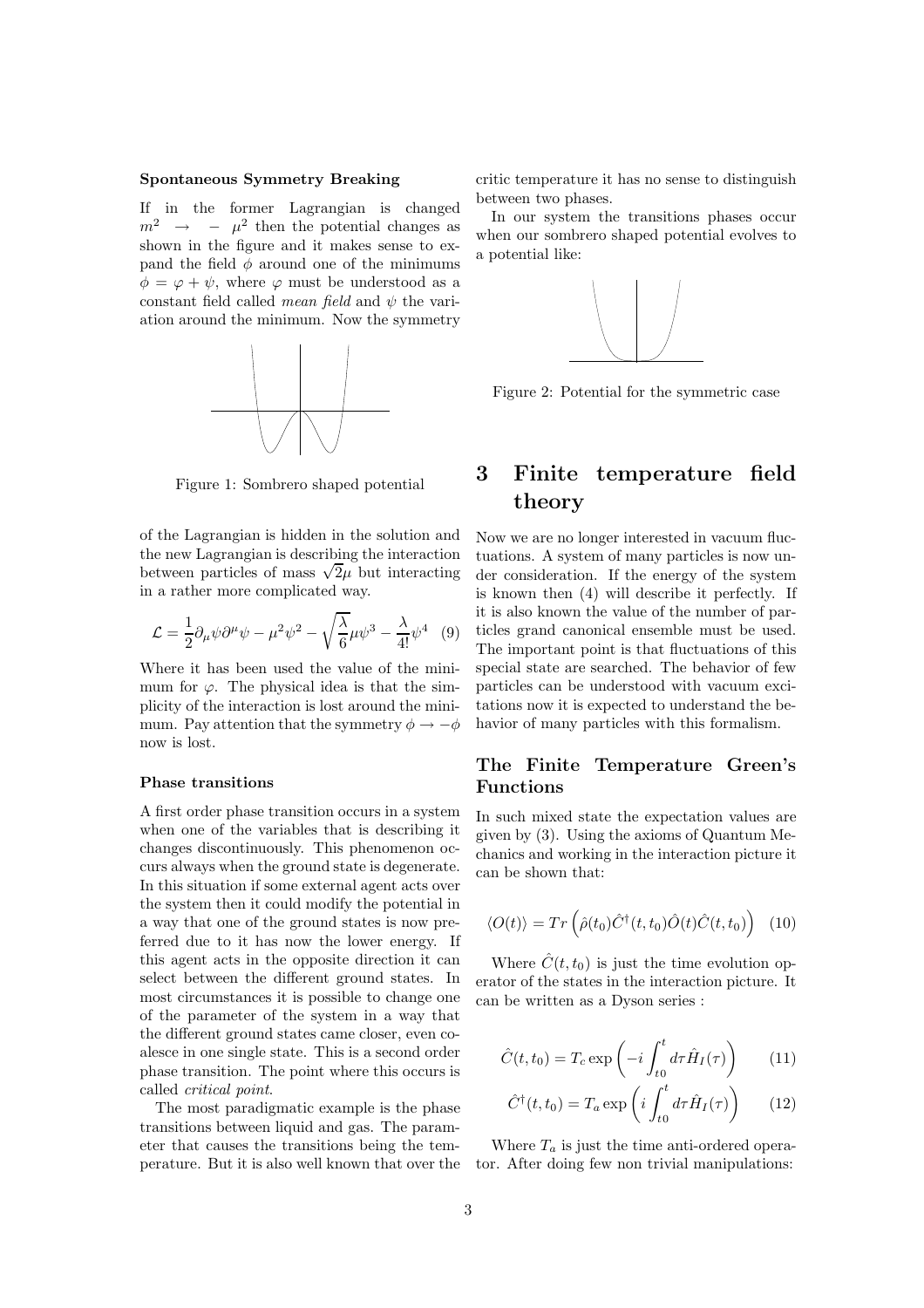**Spontaneous Symmetry Breaking**

If in the former Lagrangian is changed $m^2 \rightarrow -\mu^2$ then the potential changes as shown in the figure and it makes sense to expand the field $\phi$ around one of the minimums $\phi = \varphi + \psi$, where $\varphi$ must be understood as a constant field called *mean field* and $\psi$ the variation around the minimum. Now the symmetry

Figure 1: Sombrero shaped potential

of the Lagrangian is hidden in the solution and the new Lagrangian is describing the interaction between particles of mass $\sqrt{2}\mu$ but interacting in a rather more complicated way.

$$\mathcal{L} = \frac{1}{2}\partial_\mu \psi \partial^\mu \psi - \mu^2 \psi^2 - \sqrt{\frac{\lambda}{6}}\mu\psi^3 - \frac{\lambda}{4!}\psi^4 \quad (9)$$

Where it has been used the value of the minimum for $\varphi$. The physical idea is that the simplicity of the interaction is lost around the minimum. Pay attention that the symmetry $\phi \rightarrow -\phi$ now is lost.

**Phase transitions**

A first order phase transition occurs in a system when one of the variables that is describing it changes discontinuously. This phenomenon occurs always when the ground state is degenerate. In this situation if some external agent acts over the system then it could modify the potential in a way that one of the ground states is now preferred due to it has now the lower energy. If this agent acts in the opposite direction it can select between the different ground states. In most circumstances it is possible to change one of the parameter of the system in a way that the different ground states came closer, even coalesce in one single state. This is a second order phase transition. The point where this occurs is called *critical point*.

The most paradigmatic example is the phase transitions between liquid and gas. The parameter that causes the transitions being the temperature. But it is also well known that over the critic temperature it has no sense to distinguish between two phases.

In our system the transitions phases occur when our sombrero shaped potential evolves to a potential like:

Figure 2: Potential for the symmetric case

# 3 Finite temperature field theory

Now we are no longer interested in vacuum fluctuations. A system of many particles is now under consideration. If the energy of the system is known then (4) will describe it perfectly. If it is also known the value of the number of particles grand canonical ensemble must be used. The important point is that fluctuations of this special state are searched. The behavior of few particles can be understood with vacuum excitations now it is expected to understand the behavior of many particles with this formalism.

## The Finite Temperature Green's Functions

In such mixed state the expectation values are given by (3). Using the axioms of Quantum Mechanics and working in the interaction picture it can be shown that:

$$\langle O(t) \rangle = Tr\left(\hat{\rho}(t_0)\hat{C}^\dagger(t,t_0)\hat{O}(t)\hat{C}(t,t_0)\right) \quad (10)$$

Where $\hat{C}(t,t_0)$ is just the time evolution operator of the states in the interaction picture. It can be written as a Dyson series :

$$\hat{C}(t,t_0) = T_c \exp\left(-i\int_{t0}^{t} d\tau \hat{H}_I(\tau)\right) \quad (11)$$

$$\hat{C}^\dagger(t,t_0) = T_a \exp\left(i\int_{t0}^{t} d\tau \hat{H}_I(\tau)\right) \quad (12)$$

Where $T_a$ is just the time anti-ordered operator. After doing few non trivial manipulations: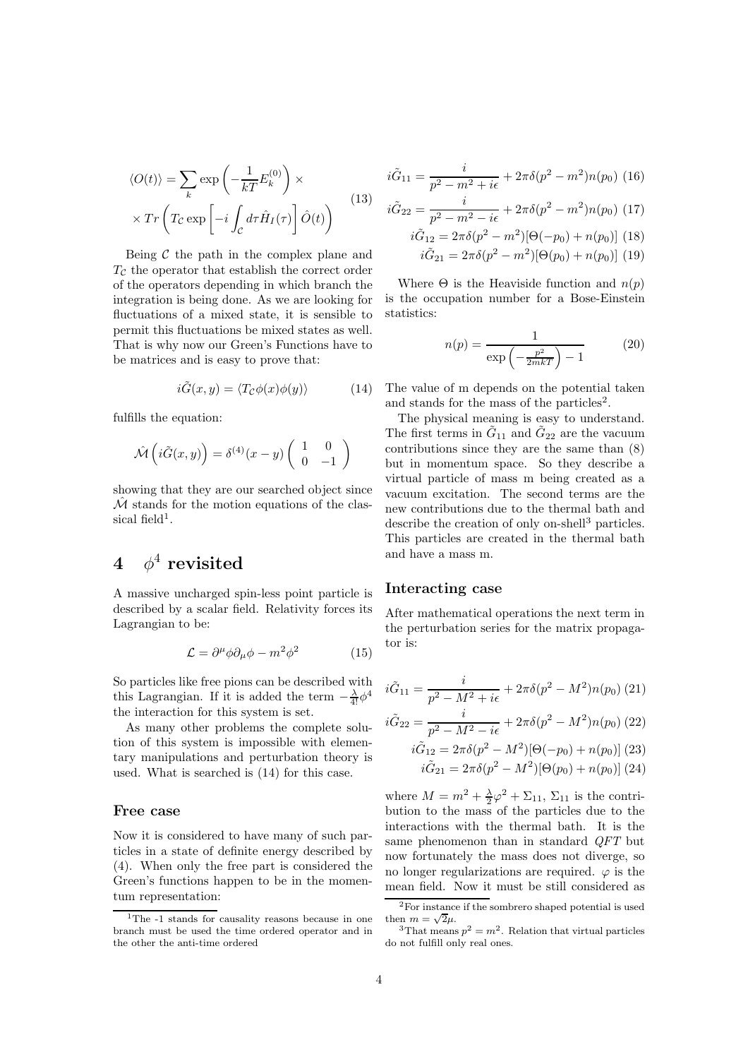$$\langle O(t) \rangle = \sum_k \exp\left(-\frac{1}{kT}E_k^{(0)}\right) \times \\ \times Tr\left(T_\mathcal{C} \exp\left[-i\int_\mathcal{C} d\tau \hat{H}_I(\tau)\right]\hat{O}(t)\right) \tag{13}$$

Being $\mathcal{C}$ the path in the complex plane and $T_\mathcal{C}$ the operator that establish the correct order of the operators depending in which branch the integration is being done. As we are looking for fluctuations of a mixed state, it is sensible to permit this fluctuations be mixed states as well. That is why now our Green's Functions have to be matrices and is easy to prove that:

$$i\tilde{G}(x,y) = \langle T_\mathcal{C}\phi(x)\phi(y)\rangle \tag{14}$$

fulfills the equation:

$$\hat{\mathcal{M}}\left(i\tilde{G}(x,y)\right) = \delta^{(4)}(x-y)\begin{pmatrix} 1 & 0 \\ 0 & -1 \end{pmatrix}$$

showing that they are our searched object since $\hat{\mathcal{M}}$ stands for the motion equations of the classical field[1].

# 4 $\phi^4$ revisited

A massive uncharged spin-less point particle is described by a scalar field. Relativity forces its Lagrangian to be:

$$\mathcal{L} = \partial^\mu\phi\partial_\mu\phi - m^2\phi^2 \tag{15}$$

So particles like free pions can be described with this Lagrangian. If it is added the term $-\frac{\lambda}{4!}\phi^4$ the interaction for this system is set.

As many other problems the complete solution of this system is impossible with elementary manipulations and perturbation theory is used. What is searched is (14) for this case.

### Free case

Now it is considered to have many of such particles in a state of definite energy described by (4). When only the free part is considered the Green's functions happen to be in the momentum representation:

$$i\tilde{G}_{11} = \frac{i}{p^2 - m^2 + i\epsilon} + 2\pi\delta(p^2 - m^2)n(p_0) \tag{16}$$

$$i\tilde{G}_{22} = \frac{i}{p^2 - m^2 - i\epsilon} + 2\pi\delta(p^2 - m^2)n(p_0) \tag{17}$$

$$i\tilde{G}_{12} = 2\pi\delta(p^2 - m^2)[\Theta(-p_0) + n(p_0)] \tag{18}$$

$$i\tilde{G}_{21} = 2\pi\delta(p^2 - m^2)[\Theta(p_0) + n(p_0)] \tag{19}$$

Where $\Theta$ is the Heaviside function and $n(p)$ is the occupation number for a Bose-Einstein statistics:

$$n(p) = \frac{1}{\exp\left(-\frac{p^2}{2mkT}\right) - 1} \tag{20}$$

The value of m depends on the potential taken and stands for the mass of the particles[2].

The physical meaning is easy to understand. The first terms in $\tilde{G}_{11}$ and $\tilde{G}_{22}$ are the vacuum contributions since they are the same than (8) but in momentum space. So they describe a virtual particle of mass m being created as a vacuum excitation. The second terms are the new contributions due to the thermal bath and describe the creation of only on-shell[3] particles. This particles are created in the thermal bath and have a mass m.

### Interacting case

After mathematical operations the next term in the perturbation series for the matrix propagator is:

$$i\tilde{G}_{11} = \frac{i}{p^2 - M^2 + i\epsilon} + 2\pi\delta(p^2 - M^2)n(p_0) \tag{21}$$

$$i\tilde{G}_{22} = \frac{i}{p^2 - M^2 - i\epsilon} + 2\pi\delta(p^2 - M^2)n(p_0) \tag{22}$$

$$i\tilde{G}_{12} = 2\pi\delta(p^2 - M^2)[\Theta(-p_0) + n(p_0)] \tag{23}$$

$$i\tilde{G}_{21} = 2\pi\delta(p^2 - M^2)[\Theta(p_0) + n(p_0)] \tag{24}$$

where $M = m^2 + \frac{\lambda}{2}\varphi^2 + \Sigma_{11}$, $\Sigma_{11}$ is the contribution to the mass of the particles due to the interactions with the thermal bath. It is the same phenomenon than in standard *QFT* but now fortunately the mass does not diverge, so no longer regularizations are required. $\varphi$ is the mean field. Now it must be still considered as

[1] The -1 stands for causality reasons because in one branch must be used the time ordered operator and in the other the anti-time ordered

[2] For instance if the sombrero shaped potential is used then $m = \sqrt{2}\mu$.

[3] That means $p^2 = m^2$. Relation that virtual particles do not fulfill only real ones.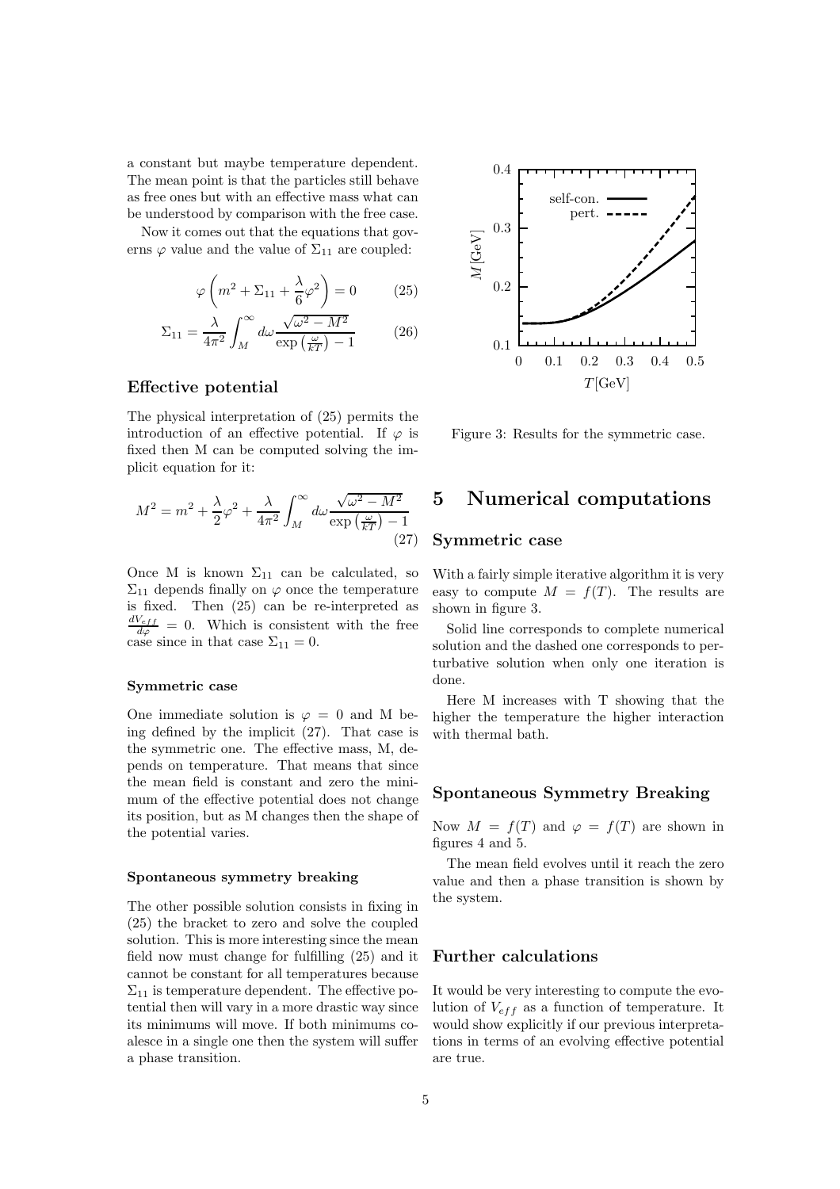a constant but maybe temperature dependent. The mean point is that the particles still behave as free ones but with an effective mass what can be understood by comparison with the free case.

Now it comes out that the equations that governs $\varphi$ value and the value of $\Sigma_{11}$ are coupled:

$$\varphi\left(m^2+\Sigma_{11}+\frac{\lambda}{6}\varphi^2\right)=0 \tag{25}$$

$$\Sigma_{11}=\frac{\lambda}{4\pi^2}\int_M^\infty d\omega\frac{\sqrt{\omega^2-M^2}}{\exp\left(\frac{\omega}{kT}\right)-1} \tag{26}$$

### Effective potential

The physical interpretation of (25) permits the introduction of an effective potential. If $\varphi$ is fixed then M can be computed solving the implicit equation for it:

$$M^2=m^2+\frac{\lambda}{2}\varphi^2+\frac{\lambda}{4\pi^2}\int_M^\infty d\omega\frac{\sqrt{\omega^2-M^2}}{\exp\left(\frac{\omega}{kT}\right)-1} \tag{27}$$

Once M is known $\Sigma_{11}$ can be calculated, so $\Sigma_{11}$ depends finally on $\varphi$ once the temperature is fixed. Then (25) can be re-interpreted as $\frac{dV_{eff}}{d\varphi}=0$. Which is consistent with the free case since in that case $\Sigma_{11}=0$.

#### Symmetric case

One immediate solution is $\varphi=0$ and M being defined by the implicit (27). That case is the symmetric one. The effective mass, M, depends on temperature. That means that since the mean field is constant and zero the minimum of the effective potential does not change its position, but as M changes then the shape of the potential varies.

#### Spontaneous symmetry breaking

The other possible solution consists in fixing in (25) the bracket to zero and solve the coupled solution. This is more interesting since the mean field now must change for fulfilling (25) and it cannot be constant for all temperatures because $\Sigma_{11}$ is temperature dependent. The effective potential then will vary in a more drastic way since its minimums will move. If both minimums coalesce in a single one then the system will suffer a phase transition.

Figure 3: Results for the symmetric case.

## 5 Numerical computations

### Symmetric case

With a fairly simple iterative algorithm it is very easy to compute $M=f(T)$. The results are shown in figure 3.

Solid line corresponds to complete numerical solution and the dashed one corresponds to perturbative solution when only one iteration is done.

Here M increases with T showing that the higher the temperature the higher interaction with thermal bath.

### Spontaneous Symmetry Breaking

Now $M=f(T)$ and $\varphi=f(T)$ are shown in figures 4 and 5.

The mean field evolves until it reach the zero value and then a phase transition is shown by the system.

### Further calculations

It would be very interesting to compute the evolution of $V_{eff}$ as a function of temperature. It would show explicitly if our previous interpretations in terms of an evolving effective potential are true.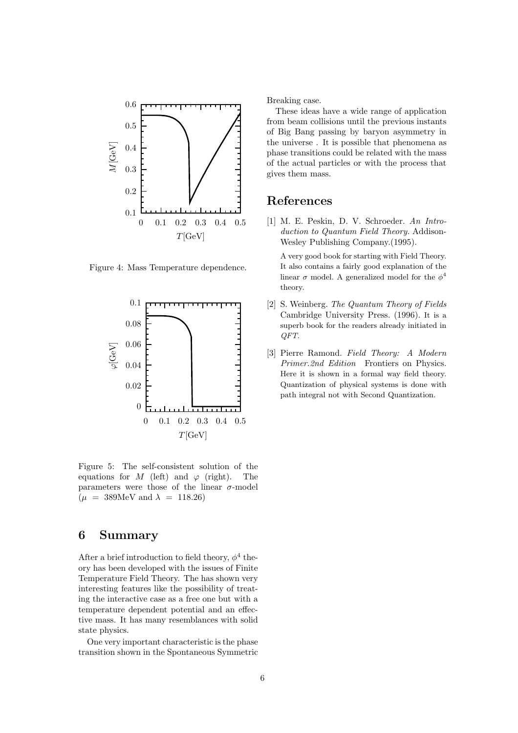0.6
0.5
0.4
0.3
0.2
0.1
$M$[GeV]
0 0.1 0.2 0.3 0.4 0.5
$T$[GeV]

Figure 4: Mass Temperature dependence.

0.1
0.08
0.06
0.04
0.02
0
$\varphi$[GeV]
0 0.1 0.2 0.3 0.4 0.5
$T$[GeV]

Figure 5: The self-consistent solution of the equations for $M$ (left) and $\varphi$ (right). The parameters were those of the linear $\sigma$-model ($\mu = 389$MeV and $\lambda = 118.26$)

## 6 Summary

After a brief introduction to field theory, $\phi^4$ theory has been developed with the issues of Finite Temperature Field Theory. The has shown very interesting features like the possibility of treating the interactive case as a free one but with a temperature dependent potential and an effective mass. It has many resemblances with solid state physics.

One very important characteristic is the phase transition shown in the Spontaneous Symmetric Breaking case.

These ideas have a wide range of application from beam collisions until the previous instants of Big Bang passing by baryon asymmetry in the universe . It is possible that phenomena as phase transitions could be related with the mass of the actual particles or with the process that gives them mass.

## References

[1] M. E. Peskin, D. V. Schroeder. *An Introduction to Quantum Field Theory.* Addison-Wesley Publishing Company.(1995).

A very good book for starting with Field Theory. It also contains a fairly good explanation of the linear $\sigma$ model. A generalized model for the $\phi^4$ theory.

[2] S. Weinberg. *The Quantum Theory of Fields* Cambridge University Press. (1996). It is a superb book for the readers already initiated in *QFT.*

[3] Pierre Ramond. *Field Theory: A Modern Primer.2nd Edition* Frontiers on Physics. Here it is shown in a formal way field theory. Quantization of physical systems is done with path integral not with Second Quantization.